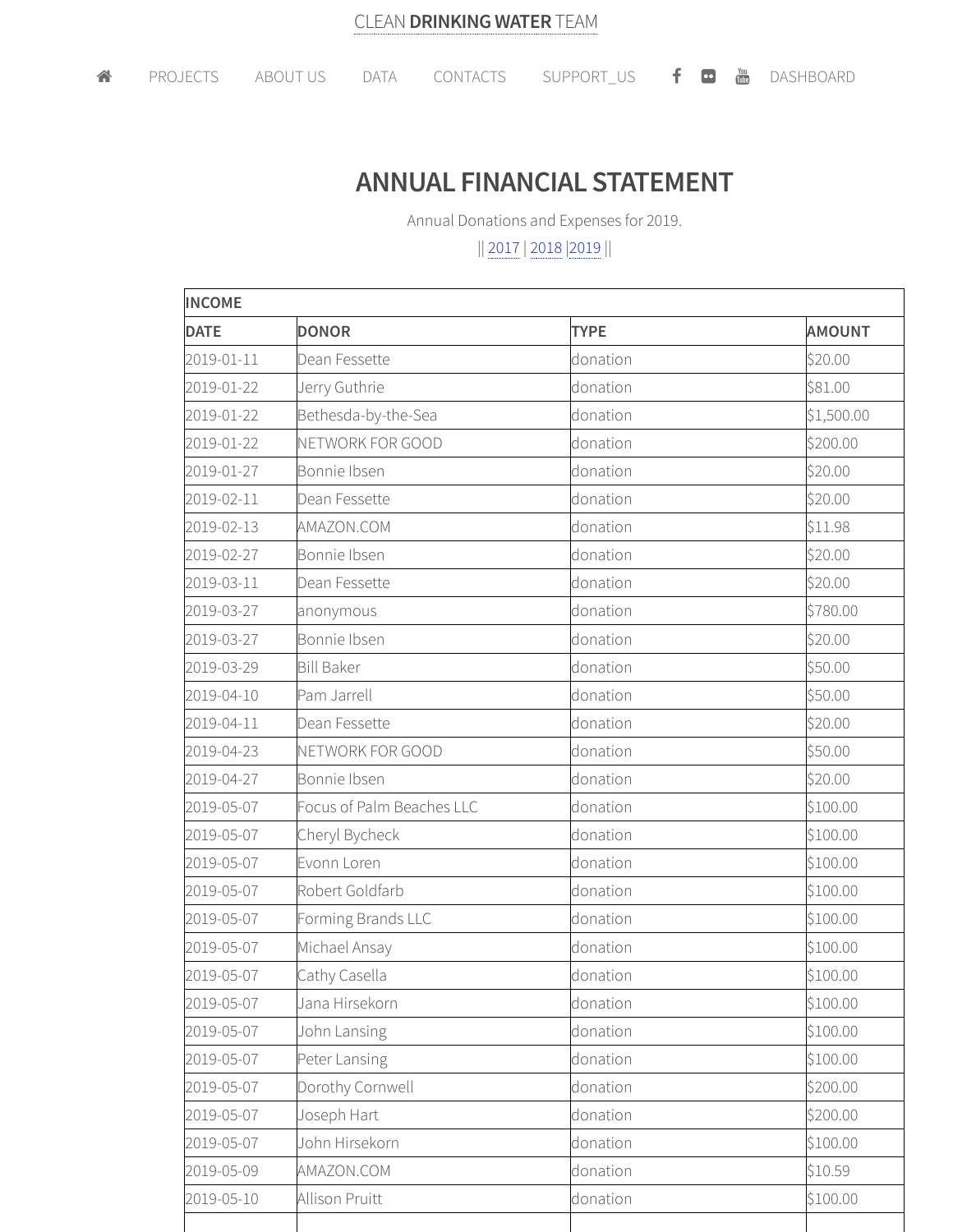CLEAN **DRINKING WATER** TEAM

PROJECTS | ABOUT US | DATA | CONTACTS | SUPPORT_US | DASHBOARD

# ANNUAL FINANCIAL STATEMENT

Annual Donations and Expenses for 2019.

|| 2017 | 2018 |2019 ||

| INCOME | | | |
|---|---|---|---|
| **DATE** | **DONOR** | **TYPE** | **AMOUNT** |
| 2019-01-11 | Dean Fessette | donation | $20.00 |
| 2019-01-22 | Jerry Guthrie | donation | $81.00 |
| 2019-01-22 | Bethesda-by-the-Sea | donation | $1,500.00 |
| 2019-01-22 | NETWORK FOR GOOD | donation | $200.00 |
| 2019-01-27 | Bonnie Ibsen | donation | $20.00 |
| 2019-02-11 | Dean Fessette | donation | $20.00 |
| 2019-02-13 | AMAZON.COM | donation | $11.98 |
| 2019-02-27 | Bonnie Ibsen | donation | $20.00 |
| 2019-03-11 | Dean Fessette | donation | $20.00 |
| 2019-03-27 | anonymous | donation | $780.00 |
| 2019-03-27 | Bonnie Ibsen | donation | $20.00 |
| 2019-03-29 | Bill Baker | donation | $50.00 |
| 2019-04-10 | Pam Jarrell | donation | $50.00 |
| 2019-04-11 | Dean Fessette | donation | $20.00 |
| 2019-04-23 | NETWORK FOR GOOD | donation | $50.00 |
| 2019-04-27 | Bonnie Ibsen | donation | $20.00 |
| 2019-05-07 | Focus of Palm Beaches LLC | donation | $100.00 |
| 2019-05-07 | Cheryl Bycheck | donation | $100.00 |
| 2019-05-07 | Evonn Loren | donation | $100.00 |
| 2019-05-07 | Robert Goldfarb | donation | $100.00 |
| 2019-05-07 | Forming Brands LLC | donation | $100.00 |
| 2019-05-07 | Michael Ansay | donation | $100.00 |
| 2019-05-07 | Cathy Casella | donation | $100.00 |
| 2019-05-07 | Jana Hirsekorn | donation | $100.00 |
| 2019-05-07 | John Lansing | donation | $100.00 |
| 2019-05-07 | Peter Lansing | donation | $100.00 |
| 2019-05-07 | Dorothy Cornwell | donation | $200.00 |
| 2019-05-07 | Joseph Hart | donation | $200.00 |
| 2019-05-07 | John Hirsekorn | donation | $100.00 |
| 2019-05-09 | AMAZON.COM | donation | $10.59 |
| 2019-05-10 | Allison Pruitt | donation | $100.00 |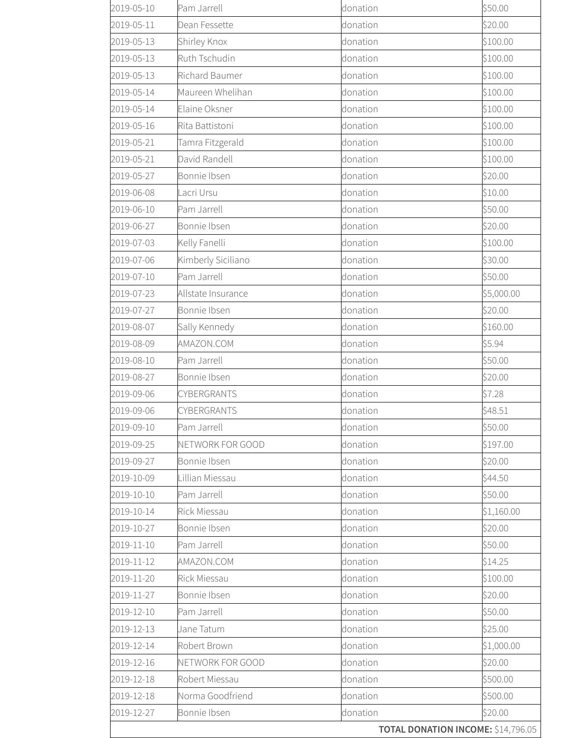| | | | |
|---|---|---|---|
| 2019-05-10 | Pam Jarrell | donation | $50.00 |
| 2019-05-11 | Dean Fessette | donation | $20.00 |
| 2019-05-13 | Shirley Knox | donation | $100.00 |
| 2019-05-13 | Ruth Tschudin | donation | $100.00 |
| 2019-05-13 | Richard Baumer | donation | $100.00 |
| 2019-05-14 | Maureen Whelihan | donation | $100.00 |
| 2019-05-14 | Elaine Oksner | donation | $100.00 |
| 2019-05-16 | Rita Battistoni | donation | $100.00 |
| 2019-05-21 | Tamra Fitzgerald | donation | $100.00 |
| 2019-05-21 | David Randell | donation | $100.00 |
| 2019-05-27 | Bonnie Ibsen | donation | $20.00 |
| 2019-06-08 | Lacri Ursu | donation | $10.00 |
| 2019-06-10 | Pam Jarrell | donation | $50.00 |
| 2019-06-27 | Bonnie Ibsen | donation | $20.00 |
| 2019-07-03 | Kelly Fanelli | donation | $100.00 |
| 2019-07-06 | Kimberly Siciliano | donation | $30.00 |
| 2019-07-10 | Pam Jarrell | donation | $50.00 |
| 2019-07-23 | Allstate Insurance | donation | $5,000.00 |
| 2019-07-27 | Bonnie Ibsen | donation | $20.00 |
| 2019-08-07 | Sally Kennedy | donation | $160.00 |
| 2019-08-09 | AMAZON.COM | donation | $5.94 |
| 2019-08-10 | Pam Jarrell | donation | $50.00 |
| 2019-08-27 | Bonnie Ibsen | donation | $20.00 |
| 2019-09-06 | CYBERGRANTS | donation | $7.28 |
| 2019-09-06 | CYBERGRANTS | donation | $48.51 |
| 2019-09-10 | Pam Jarrell | donation | $50.00 |
| 2019-09-25 | NETWORK FOR GOOD | donation | $197.00 |
| 2019-09-27 | Bonnie Ibsen | donation | $20.00 |
| 2019-10-09 | Lillian Miessau | donation | $44.50 |
| 2019-10-10 | Pam Jarrell | donation | $50.00 |
| 2019-10-14 | Rick Miessau | donation | $1,160.00 |
| 2019-10-27 | Bonnie Ibsen | donation | $20.00 |
| 2019-11-10 | Pam Jarrell | donation | $50.00 |
| 2019-11-12 | AMAZON.COM | donation | $14.25 |
| 2019-11-20 | Rick Miessau | donation | $100.00 |
| 2019-11-27 | Bonnie Ibsen | donation | $20.00 |
| 2019-12-10 | Pam Jarrell | donation | $50.00 |
| 2019-12-13 | Jane Tatum | donation | $25.00 |
| 2019-12-14 | Robert Brown | donation | $1,000.00 |
| 2019-12-16 | NETWORK FOR GOOD | donation | $20.00 |
| 2019-12-18 | Robert Miessau | donation | $500.00 |
| 2019-12-18 | Norma Goodfriend | donation | $500.00 |
| 2019-12-27 | Bonnie Ibsen | donation | $20.00 |
| | | | **TOTAL DONATION INCOME:** $14,796.05 |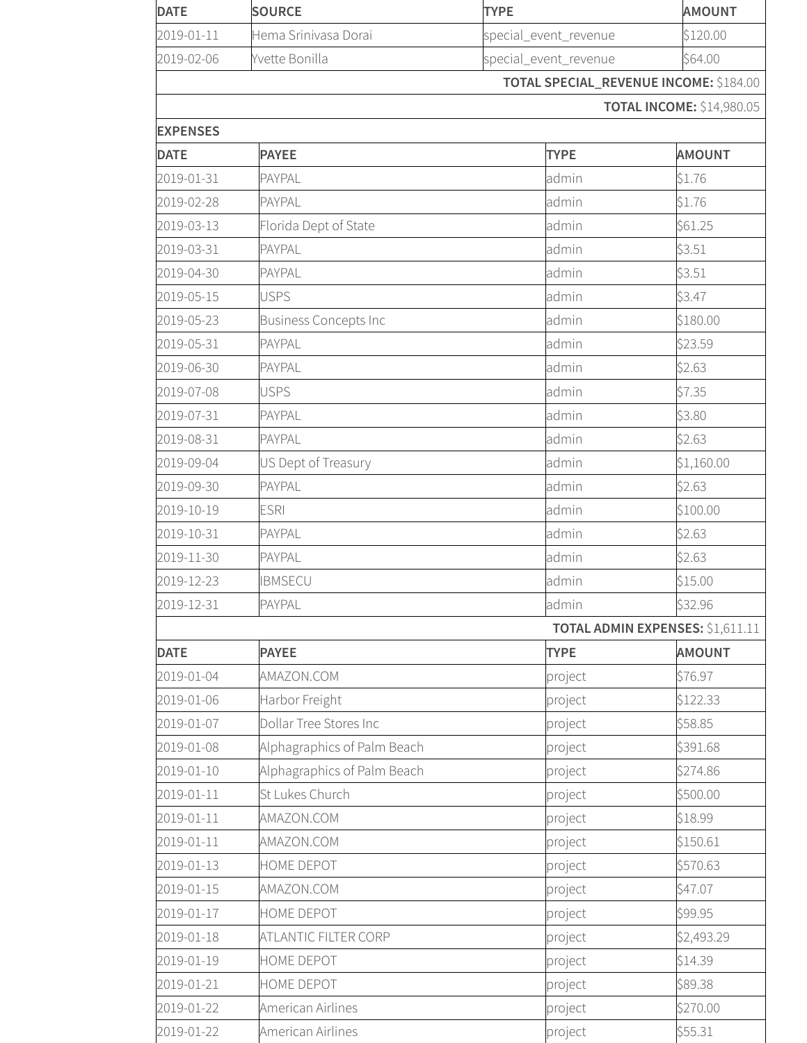| DATE | SOURCE | TYPE | AMOUNT |
|---|---|---|---|
| 2019-01-11 | Hema Srinivasa Dorai | special_event_revenue | $120.00 |
| 2019-02-06 | Yvette Bonilla | special_event_revenue | $64.00 |
| | | **TOTAL SPECIAL_REVENUE INCOME:** $184.00 | |
| | | **TOTAL INCOME:** $14,980.05 | |

**EXPENSES**

| DATE | PAYEE | TYPE | AMOUNT |
|---|---|---|---|
| 2019-01-31 | PAYPAL | admin | $1.76 |
| 2019-02-28 | PAYPAL | admin | $1.76 |
| 2019-03-13 | Florida Dept of State | admin | $61.25 |
| 2019-03-31 | PAYPAL | admin | $3.51 |
| 2019-04-30 | PAYPAL | admin | $3.51 |
| 2019-05-15 | USPS | admin | $3.47 |
| 2019-05-23 | Business Concepts Inc | admin | $180.00 |
| 2019-05-31 | PAYPAL | admin | $23.59 |
| 2019-06-30 | PAYPAL | admin | $2.63 |
| 2019-07-08 | USPS | admin | $7.35 |
| 2019-07-31 | PAYPAL | admin | $3.80 |
| 2019-08-31 | PAYPAL | admin | $2.63 |
| 2019-09-04 | US Dept of Treasury | admin | $1,160.00 |
| 2019-09-30 | PAYPAL | admin | $2.63 |
| 2019-10-19 | ESRI | admin | $100.00 |
| 2019-10-31 | PAYPAL | admin | $2.63 |
| 2019-11-30 | PAYPAL | admin | $2.63 |
| 2019-12-23 | IBMSECU | admin | $15.00 |
| 2019-12-31 | PAYPAL | admin | $32.96 |
| | | **TOTAL ADMIN EXPENSES:** $1,611.11 | |

| DATE | PAYEE | TYPE | AMOUNT |
|---|---|---|---|
| 2019-01-04 | AMAZON.COM | project | $76.97 |
| 2019-01-06 | Harbor Freight | project | $122.33 |
| 2019-01-07 | Dollar Tree Stores Inc | project | $58.85 |
| 2019-01-08 | Alphagraphics of Palm Beach | project | $391.68 |
| 2019-01-10 | Alphagraphics of Palm Beach | project | $274.86 |
| 2019-01-11 | St Lukes Church | project | $500.00 |
| 2019-01-11 | AMAZON.COM | project | $18.99 |
| 2019-01-11 | AMAZON.COM | project | $150.61 |
| 2019-01-13 | HOME DEPOT | project | $570.63 |
| 2019-01-15 | AMAZON.COM | project | $47.07 |
| 2019-01-17 | HOME DEPOT | project | $99.95 |
| 2019-01-18 | ATLANTIC FILTER CORP | project | $2,493.29 |
| 2019-01-19 | HOME DEPOT | project | $14.39 |
| 2019-01-21 | HOME DEPOT | project | $89.38 |
| 2019-01-22 | American Airlines | project | $270.00 |
| 2019-01-22 | American Airlines | project | $55.31 |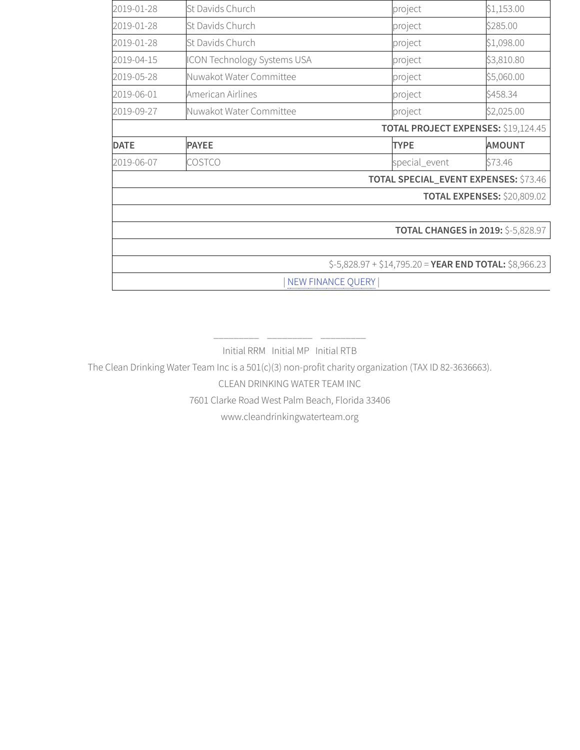| | | | |
|---|---|---|---|
| 2019-01-28 | St Davids Church | project | $1,153.00 |
| 2019-01-28 | St Davids Church | project | $285.00 |
| 2019-01-28 | St Davids Church | project | $1,098.00 |
| 2019-04-15 | ICON Technology Systems USA | project | $3,810.80 |
| 2019-05-28 | Nuwakot Water Committee | project | $5,060.00 |
| 2019-06-01 | American Airlines | project | $458.34 |
| 2019-09-27 | Nuwakot Water Committee | project | $2,025.00 |
| | | **TOTAL PROJECT EXPENSES:** | $19,124.45 |
| **DATE** | **PAYEE** | **TYPE** | **AMOUNT** |
| 2019-06-07 | COSTCO | special_event | $73.46 |
| | | **TOTAL SPECIAL_EVENT EXPENSES:** | $73.46 |
| | | **TOTAL EXPENSES:** | $20,809.02 |
| | | | |
| | | **TOTAL CHANGES in 2019:** | $-5,828.97 |
| | | | |
| | | $-5,828.97 + $14,795.20 = **YEAR END TOTAL:** | $8,966.23 |

| NEW FINANCE QUERY |

________ ________ ________

Initial RRM   Initial MP   Initial RTB

The Clean Drinking Water Team Inc is a 501(c)(3) non-profit charity organization (TAX ID 82-3636663).

CLEAN DRINKING WATER TEAM INC

7601 Clarke Road West Palm Beach, Florida 33406

www.cleandrinkingwaterteam.org